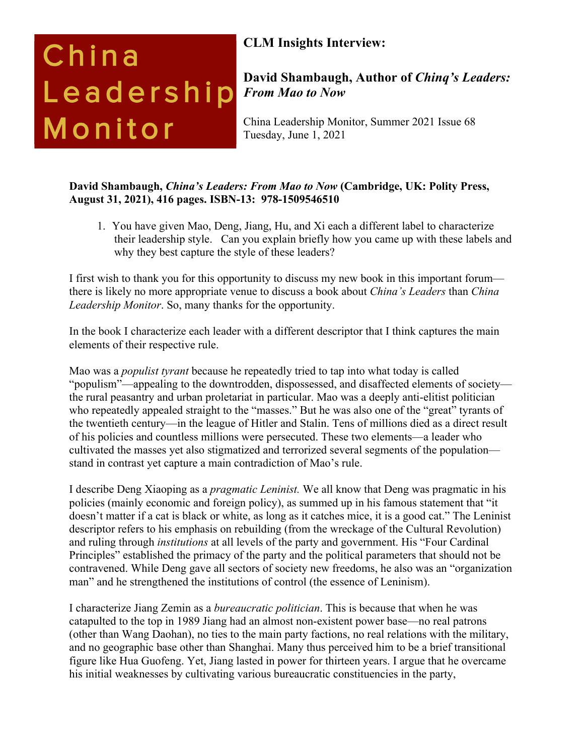China Leadership Monitor

**CLM Insights Interview:**

**David Shambaugh, Author of *Chinq's Leaders: From Mao to Now***

China Leadership Monitor, Summer 2021 Issue 68
Tuesday, June 1, 2021

**David Shambaugh, *China's Leaders: From Mao to Now* (Cambridge, UK: Polity Press, August 31, 2021), 416 pages. ISBN-13: 978-1509546510**

1. You have given Mao, Deng, Jiang, Hu, and Xi each a different label to characterize their leadership style. Can you explain briefly how you came up with these labels and why they best capture the style of these leaders?

I first wish to thank you for this opportunity to discuss my new book in this important forum—there is likely no more appropriate venue to discuss a book about *China's Leaders* than *China Leadership Monitor*. So, many thanks for the opportunity.

In the book I characterize each leader with a different descriptor that I think captures the main elements of their respective rule.

Mao was a *populist tyrant* because he repeatedly tried to tap into what today is called "populism"—appealing to the downtrodden, dispossessed, and disaffected elements of society—the rural peasantry and urban proletariat in particular. Mao was a deeply anti-elitist politician who repeatedly appealed straight to the "masses." But he was also one of the "great" tyrants of the twentieth century—in the league of Hitler and Stalin. Tens of millions died as a direct result of his policies and countless millions were persecuted. These two elements—a leader who cultivated the masses yet also stigmatized and terrorized several segments of the population—stand in contrast yet capture a main contradiction of Mao's rule.

I describe Deng Xiaoping as a *pragmatic Leninist.* We all know that Deng was pragmatic in his policies (mainly economic and foreign policy), as summed up in his famous statement that "it doesn't matter if a cat is black or white, as long as it catches mice, it is a good cat." The Leninist descriptor refers to his emphasis on rebuilding (from the wreckage of the Cultural Revolution) and ruling through *institutions* at all levels of the party and government. His "Four Cardinal Principles" established the primacy of the party and the political parameters that should not be contravened. While Deng gave all sectors of society new freedoms, he also was an "organization man" and he strengthened the institutions of control (the essence of Leninism).

I characterize Jiang Zemin as a *bureaucratic politician*. This is because that when he was catapulted to the top in 1989 Jiang had an almost non-existent power base—no real patrons (other than Wang Daohan), no ties to the main party factions, no real relations with the military, and no geographic base other than Shanghai. Many thus perceived him to be a brief transitional figure like Hua Guofeng. Yet, Jiang lasted in power for thirteen years. I argue that he overcame his initial weaknesses by cultivating various bureaucratic constituencies in the party,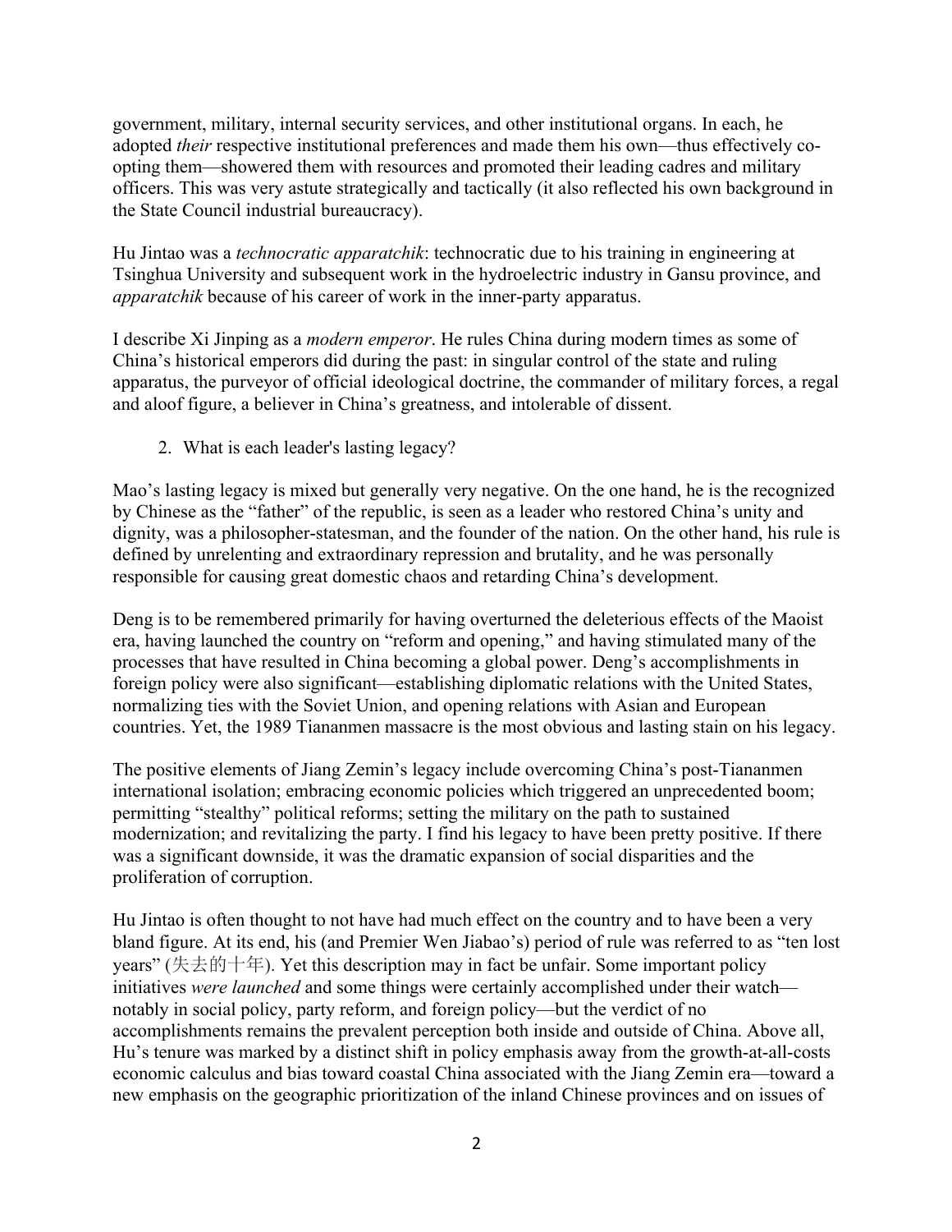government, military, internal security services, and other institutional organs. In each, he adopted *their* respective institutional preferences and made them his own—thus effectively co-opting them—showered them with resources and promoted their leading cadres and military officers. This was very astute strategically and tactically (it also reflected his own background in the State Council industrial bureaucracy).

Hu Jintao was a *technocratic apparatchik*: technocratic due to his training in engineering at Tsinghua University and subsequent work in the hydroelectric industry in Gansu province, and *apparatchik* because of his career of work in the inner-party apparatus.

I describe Xi Jinping as a *modern emperor*. He rules China during modern times as some of China's historical emperors did during the past: in singular control of the state and ruling apparatus, the purveyor of official ideological doctrine, the commander of military forces, a regal and aloof figure, a believer in China's greatness, and intolerable of dissent.

2. What is each leader's lasting legacy?

Mao's lasting legacy is mixed but generally very negative. On the one hand, he is the recognized by Chinese as the "father" of the republic, is seen as a leader who restored China's unity and dignity, was a philosopher-statesman, and the founder of the nation. On the other hand, his rule is defined by unrelenting and extraordinary repression and brutality, and he was personally responsible for causing great domestic chaos and retarding China's development.

Deng is to be remembered primarily for having overturned the deleterious effects of the Maoist era, having launched the country on "reform and opening," and having stimulated many of the processes that have resulted in China becoming a global power. Deng's accomplishments in foreign policy were also significant—establishing diplomatic relations with the United States, normalizing ties with the Soviet Union, and opening relations with Asian and European countries. Yet, the 1989 Tiananmen massacre is the most obvious and lasting stain on his legacy.

The positive elements of Jiang Zemin's legacy include overcoming China's post-Tiananmen international isolation; embracing economic policies which triggered an unprecedented boom; permitting "stealthy" political reforms; setting the military on the path to sustained modernization; and revitalizing the party. I find his legacy to have been pretty positive. If there was a significant downside, it was the dramatic expansion of social disparities and the proliferation of corruption.

Hu Jintao is often thought to not have had much effect on the country and to have been a very bland figure. At its end, his (and Premier Wen Jiabao's) period of rule was referred to as "ten lost years" (失去的十年). Yet this description may in fact be unfair. Some important policy initiatives *were launched* and some things were certainly accomplished under their watch—notably in social policy, party reform, and foreign policy—but the verdict of no accomplishments remains the prevalent perception both inside and outside of China. Above all, Hu's tenure was marked by a distinct shift in policy emphasis away from the growth-at-all-costs economic calculus and bias toward coastal China associated with the Jiang Zemin era—toward a new emphasis on the geographic prioritization of the inland Chinese provinces and on issues of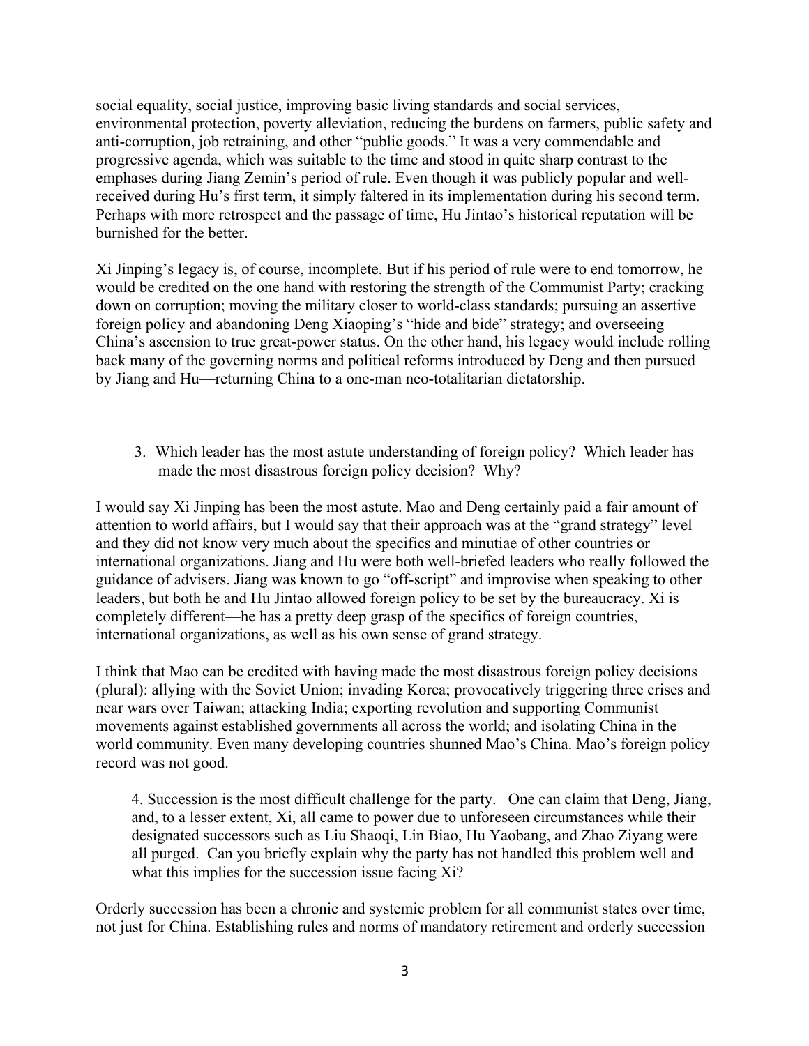social equality, social justice, improving basic living standards and social services, environmental protection, poverty alleviation, reducing the burdens on farmers, public safety and anti-corruption, job retraining, and other "public goods." It was a very commendable and progressive agenda, which was suitable to the time and stood in quite sharp contrast to the emphases during Jiang Zemin's period of rule. Even though it was publicly popular and well-received during Hu's first term, it simply faltered in its implementation during his second term. Perhaps with more retrospect and the passage of time, Hu Jintao's historical reputation will be burnished for the better.

Xi Jinping's legacy is, of course, incomplete. But if his period of rule were to end tomorrow, he would be credited on the one hand with restoring the strength of the Communist Party; cracking down on corruption; moving the military closer to world-class standards; pursuing an assertive foreign policy and abandoning Deng Xiaoping's "hide and bide" strategy; and overseeing China's ascension to true great-power status. On the other hand, his legacy would include rolling back many of the governing norms and political reforms introduced by Deng and then pursued by Jiang and Hu—returning China to a one-man neo-totalitarian dictatorship.

3. Which leader has the most astute understanding of foreign policy? Which leader has made the most disastrous foreign policy decision? Why?

I would say Xi Jinping has been the most astute. Mao and Deng certainly paid a fair amount of attention to world affairs, but I would say that their approach was at the "grand strategy" level and they did not know very much about the specifics and minutiae of other countries or international organizations. Jiang and Hu were both well-briefed leaders who really followed the guidance of advisers. Jiang was known to go "off-script" and improvise when speaking to other leaders, but both he and Hu Jintao allowed foreign policy to be set by the bureaucracy. Xi is completely different—he has a pretty deep grasp of the specifics of foreign countries, international organizations, as well as his own sense of grand strategy.

I think that Mao can be credited with having made the most disastrous foreign policy decisions (plural): allying with the Soviet Union; invading Korea; provocatively triggering three crises and near wars over Taiwan; attacking India; exporting revolution and supporting Communist movements against established governments all across the world; and isolating China in the world community. Even many developing countries shunned Mao's China. Mao's foreign policy record was not good.

4. Succession is the most difficult challenge for the party. One can claim that Deng, Jiang, and, to a lesser extent, Xi, all came to power due to unforeseen circumstances while their designated successors such as Liu Shaoqi, Lin Biao, Hu Yaobang, and Zhao Ziyang were all purged. Can you briefly explain why the party has not handled this problem well and what this implies for the succession issue facing Xi?

Orderly succession has been a chronic and systemic problem for all communist states over time, not just for China. Establishing rules and norms of mandatory retirement and orderly succession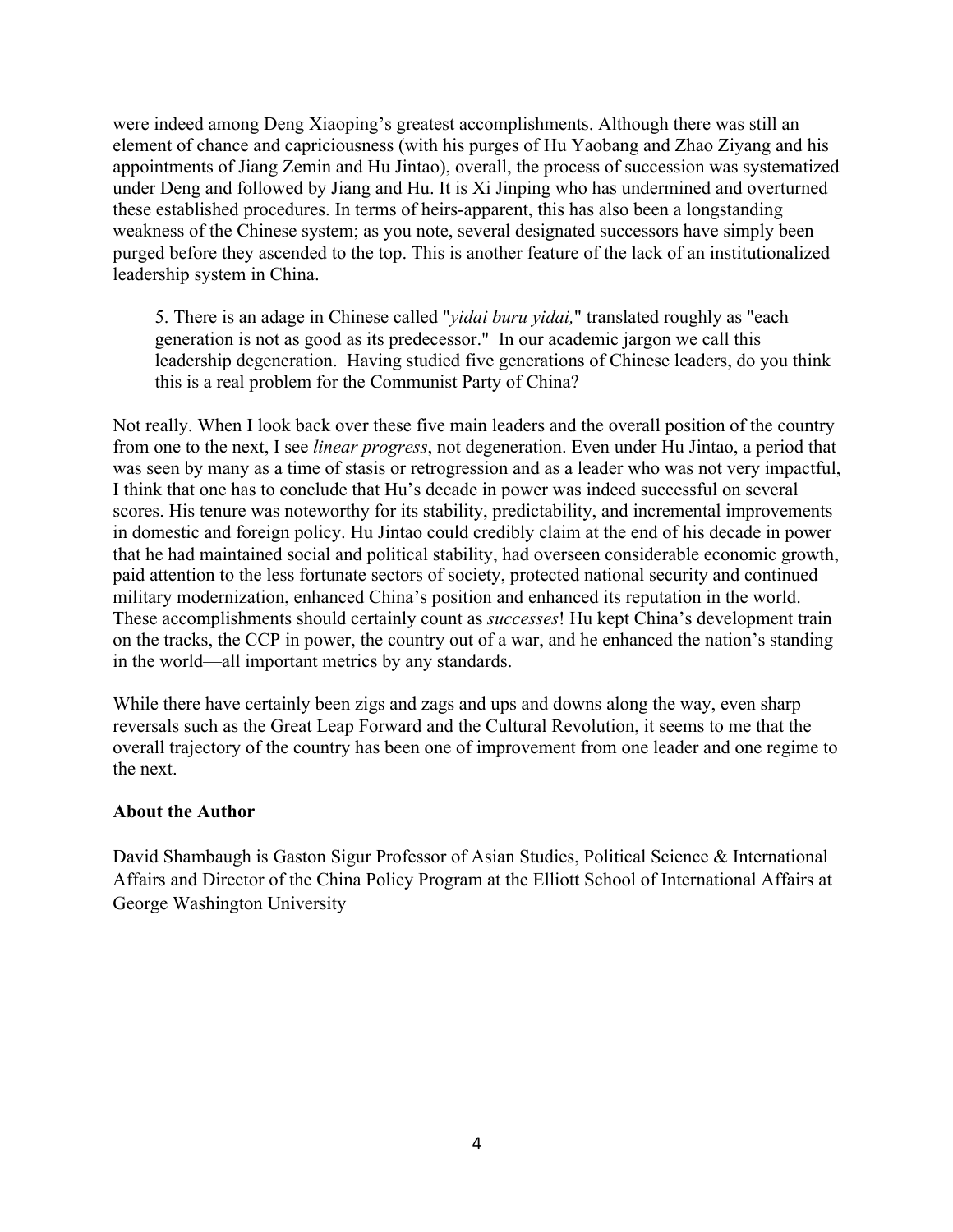were indeed among Deng Xiaoping's greatest accomplishments. Although there was still an element of chance and capriciousness (with his purges of Hu Yaobang and Zhao Ziyang and his appointments of Jiang Zemin and Hu Jintao), overall, the process of succession was systematized under Deng and followed by Jiang and Hu. It is Xi Jinping who has undermined and overturned these established procedures. In terms of heirs-apparent, this has also been a longstanding weakness of the Chinese system; as you note, several designated successors have simply been purged before they ascended to the top. This is another feature of the lack of an institutionalized leadership system in China.

> 5. There is an adage in Chinese called "*yidai buru yidai,*" translated roughly as "each generation is not as good as its predecessor." In our academic jargon we call this leadership degeneration. Having studied five generations of Chinese leaders, do you think this is a real problem for the Communist Party of China?

Not really. When I look back over these five main leaders and the overall position of the country from one to the next, I see *linear progress*, not degeneration. Even under Hu Jintao, a period that was seen by many as a time of stasis or retrogression and as a leader who was not very impactful, I think that one has to conclude that Hu's decade in power was indeed successful on several scores. His tenure was noteworthy for its stability, predictability, and incremental improvements in domestic and foreign policy. Hu Jintao could credibly claim at the end of his decade in power that he had maintained social and political stability, had overseen considerable economic growth, paid attention to the less fortunate sectors of society, protected national security and continued military modernization, enhanced China's position and enhanced its reputation in the world. These accomplishments should certainly count as *successes*! Hu kept China's development train on the tracks, the CCP in power, the country out of a war, and he enhanced the nation's standing in the world—all important metrics by any standards.

While there have certainly been zigs and zags and ups and downs along the way, even sharp reversals such as the Great Leap Forward and the Cultural Revolution, it seems to me that the overall trajectory of the country has been one of improvement from one leader and one regime to the next.

**About the Author**

David Shambaugh is Gaston Sigur Professor of Asian Studies, Political Science & International Affairs and Director of the China Policy Program at the Elliott School of International Affairs at George Washington University